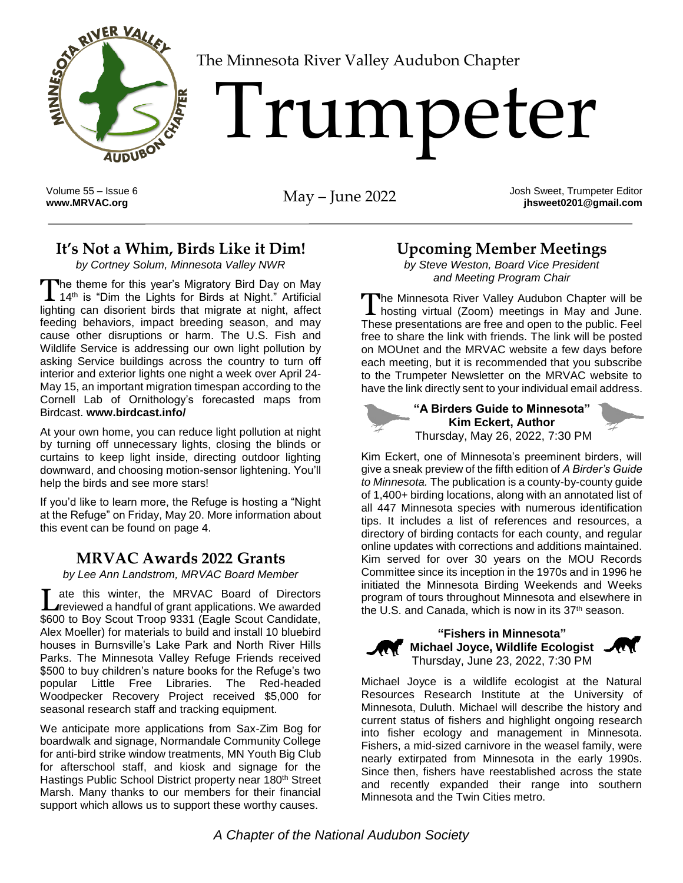The Minnesota River Valley Audubon Chapter

# Trumpeter

Volume 55 – Issue 6
**www.MRVAC.org**

May – June 2022

Josh Sweet, Trumpeter Editor
**jhsweet0201@gmail.com**

## It's Not a Whim, Birds Like it Dim!

*by Cortney Solum, Minnesota Valley NWR*

The theme for this year's Migratory Bird Day on May 14th is "Dim the Lights for Birds at Night." Artificial lighting can disorient birds that migrate at night, affect feeding behaviors, impact breeding season, and may cause other disruptions or harm. The U.S. Fish and Wildlife Service is addressing our own light pollution by asking Service buildings across the country to turn off interior and exterior lights one night a week over April 24-May 15, an important migration timespan according to the Cornell Lab of Ornithology's forecasted maps from Birdcast. **www.birdcast.info/**

At your own home, you can reduce light pollution at night by turning off unnecessary lights, closing the blinds or curtains to keep light inside, directing outdoor lighting downward, and choosing motion-sensor lightening. You'll help the birds and see more stars!

If you'd like to learn more, the Refuge is hosting a "Night at the Refuge" on Friday, May 20. More information about this event can be found on page 4.

## MRVAC Awards 2022 Grants

*by Lee Ann Landstrom, MRVAC Board Member*

Late this winter, the MRVAC Board of Directors reviewed a handful of grant applications. We awarded $600 to Boy Scout Troop 9331 (Eagle Scout Candidate, Alex Moeller) for materials to build and install 10 bluebird houses in Burnsville's Lake Park and North River Hills Parks. The Minnesota Valley Refuge Friends received $500 to buy children's nature books for the Refuge's two popular Little Free Libraries. The Red-headed Woodpecker Recovery Project received $5,000 for seasonal research staff and tracking equipment.

We anticipate more applications from Sax-Zim Bog for boardwalk and signage, Normandale Community College for anti-bird strike window treatments, MN Youth Big Club for afterschool staff, and kiosk and signage for the Hastings Public School District property near 180th Street Marsh. Many thanks to our members for their financial support which allows us to support these worthy causes.

## Upcoming Member Meetings

*by Steve Weston, Board Vice President and Meeting Program Chair*

The Minnesota River Valley Audubon Chapter will be hosting virtual (Zoom) meetings in May and June. These presentations are free and open to the public. Feel free to share the link with friends. The link will be posted on MOUnet and the MRVAC website a few days before each meeting, but it is recommended that you subscribe to the Trumpeter Newsletter on the MRVAC website to have the link directly sent to your individual email address.

**"A Birders Guide to Minnesota"**
**Kim Eckert, Author**
Thursday, May 26, 2022, 7:30 PM

Kim Eckert, one of Minnesota's preeminent birders, will give a sneak preview of the fifth edition of *A Birder's Guide to Minnesota.* The publication is a county-by-county guide of 1,400+ birding locations, along with an annotated list of all 447 Minnesota species with numerous identification tips. It includes a list of references and resources, a directory of birding contacts for each county, and regular online updates with corrections and additions maintained. Kim served for over 30 years on the MOU Records Committee since its inception in the 1970s and in 1996 he initiated the Minnesota Birding Weekends and Weeks program of tours throughout Minnesota and elsewhere in the U.S. and Canada, which is now in its 37th season.

**"Fishers in Minnesota"**
**Michael Joyce, Wildlife Ecologist**
Thursday, June 23, 2022, 7:30 PM

Michael Joyce is a wildlife ecologist at the Natural Resources Research Institute at the University of Minnesota, Duluth. Michael will describe the history and current status of fishers and highlight ongoing research into fisher ecology and management in Minnesota. Fishers, a mid-sized carnivore in the weasel family, were nearly extirpated from Minnesota in the early 1990s. Since then, fishers have reestablished across the state and recently expanded their range into southern Minnesota and the Twin Cities metro.

*A Chapter of the National Audubon Society*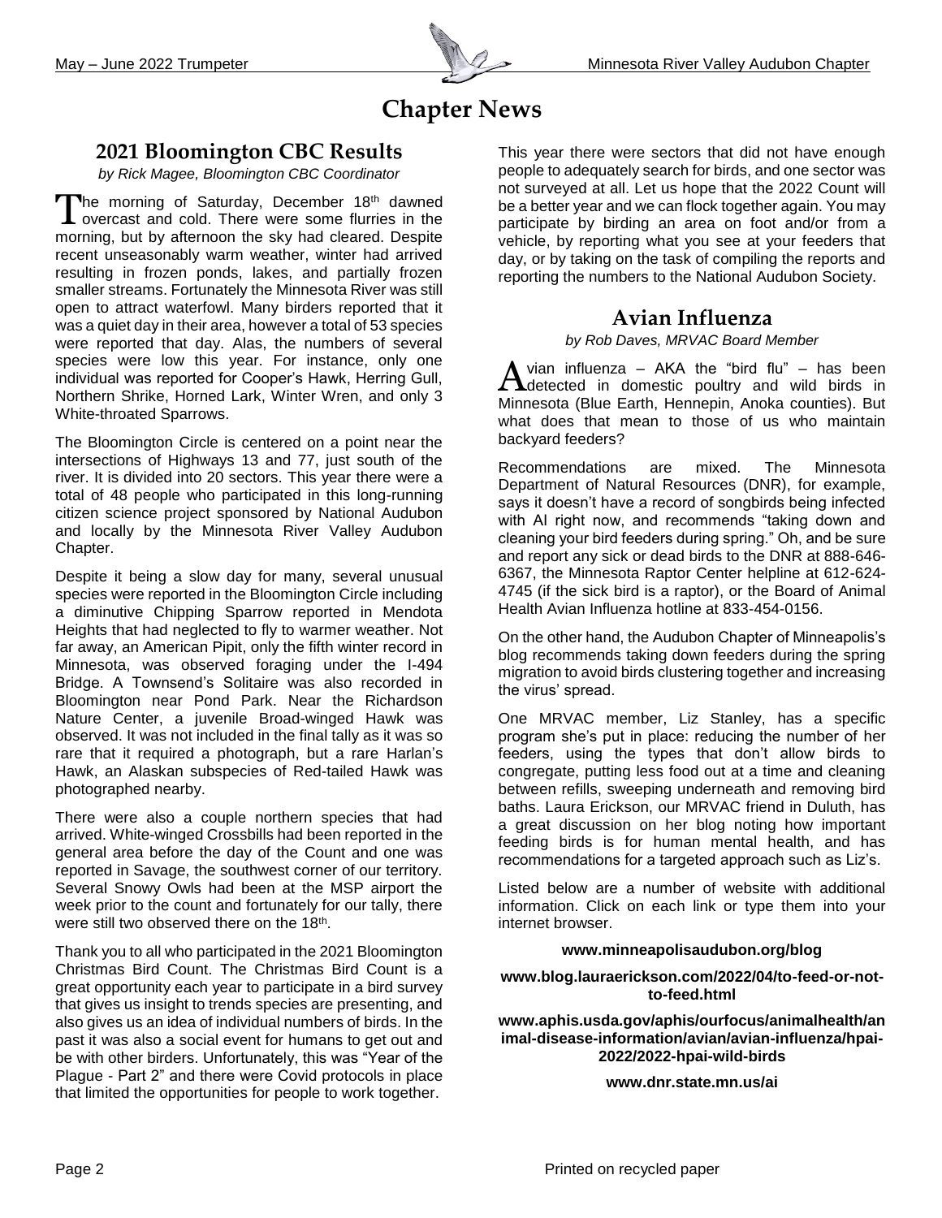# Chapter News

## 2021 Bloomington CBC Results

*by Rick Magee, Bloomington CBC Coordinator*

The morning of Saturday, December 18th dawned overcast and cold. There were some flurries in the morning, but by afternoon the sky had cleared. Despite recent unseasonably warm weather, winter had arrived resulting in frozen ponds, lakes, and partially frozen smaller streams. Fortunately the Minnesota River was still open to attract waterfowl. Many birders reported that it was a quiet day in their area, however a total of 53 species were reported that day. Alas, the numbers of several species were low this year. For instance, only one individual was reported for Cooper's Hawk, Herring Gull, Northern Shrike, Horned Lark, Winter Wren, and only 3 White-throated Sparrows.

The Bloomington Circle is centered on a point near the intersections of Highways 13 and 77, just south of the river. It is divided into 20 sectors. This year there were a total of 48 people who participated in this long-running citizen science project sponsored by National Audubon and locally by the Minnesota River Valley Audubon Chapter.

Despite it being a slow day for many, several unusual species were reported in the Bloomington Circle including a diminutive Chipping Sparrow reported in Mendota Heights that had neglected to fly to warmer weather. Not far away, an American Pipit, only the fifth winter record in Minnesota, was observed foraging under the I-494 Bridge. A Townsend's Solitaire was also recorded in Bloomington near Pond Park. Near the Richardson Nature Center, a juvenile Broad-winged Hawk was observed. It was not included in the final tally as it was so rare that it required a photograph, but a rare Harlan's Hawk, an Alaskan subspecies of Red-tailed Hawk was photographed nearby.

There were also a couple northern species that had arrived. White-winged Crossbills had been reported in the general area before the day of the Count and one was reported in Savage, the southwest corner of our territory. Several Snowy Owls had been at the MSP airport the week prior to the count and fortunately for our tally, there were still two observed there on the 18th.

Thank you to all who participated in the 2021 Bloomington Christmas Bird Count. The Christmas Bird Count is a great opportunity each year to participate in a bird survey that gives us insight to trends species are presenting, and also gives us an idea of individual numbers of birds. In the past it was also a social event for humans to get out and be with other birders. Unfortunately, this was "Year of the Plague - Part 2" and there were Covid protocols in place that limited the opportunities for people to work together.

This year there were sectors that did not have enough people to adequately search for birds, and one sector was not surveyed at all. Let us hope that the 2022 Count will be a better year and we can flock together again. You may participate by birding an area on foot and/or from a vehicle, by reporting what you see at your feeders that day, or by taking on the task of compiling the reports and reporting the numbers to the National Audubon Society.

## Avian Influenza

*by Rob Daves, MRVAC Board Member*

Avian influenza – AKA the "bird flu" – has been detected in domestic poultry and wild birds in Minnesota (Blue Earth, Hennepin, Anoka counties). But what does that mean to those of us who maintain backyard feeders?

Recommendations are mixed. The Minnesota Department of Natural Resources (DNR), for example, says it doesn't have a record of songbirds being infected with AI right now, and recommends "taking down and cleaning your bird feeders during spring." Oh, and be sure and report any sick or dead birds to the DNR at 888-646-6367, the Minnesota Raptor Center helpline at 612-624-4745 (if the sick bird is a raptor), or the Board of Animal Health Avian Influenza hotline at 833-454-0156.

On the other hand, the Audubon Chapter of Minneapolis's blog recommends taking down feeders during the spring migration to avoid birds clustering together and increasing the virus' spread.

One MRVAC member, Liz Stanley, has a specific program she's put in place: reducing the number of her feeders, using the types that don't allow birds to congregate, putting less food out at a time and cleaning between refills, sweeping underneath and removing bird baths. Laura Erickson, our MRVAC friend in Duluth, has a great discussion on her blog noting how important feeding birds is for human mental health, and has recommendations for a targeted approach such as Liz's.

Listed below are a number of website with additional information. Click on each link or type them into your internet browser.

**www.minneapolisaudubon.org/blog**

**www.blog.lauraerickson.com/2022/04/to-feed-or-not-to-feed.html**

**www.aphis.usda.gov/aphis/ourfocus/animalhealth/animal-disease-information/avian/avian-influenza/hpai-2022/2022-hpai-wild-birds**

**www.dnr.state.mn.us/ai**

Printed on recycled paper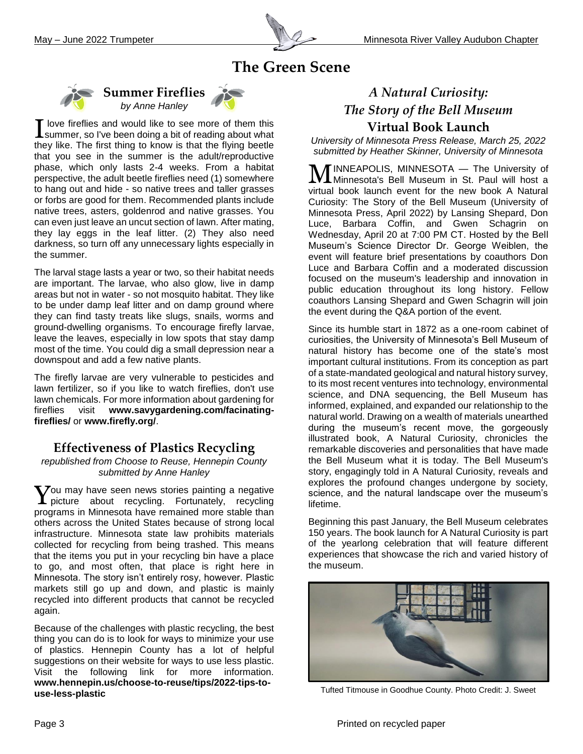# The Green Scene

## Summer Fireflies

*by Anne Hanley*

I love fireflies and would like to see more of them this summer, so I've been doing a bit of reading about what they like. The first thing to know is that the flying beetle that you see in the summer is the adult/reproductive phase, which only lasts 2-4 weeks. From a habitat perspective, the adult beetle fireflies need (1) somewhere to hang out and hide - so native trees and taller grasses or forbs are good for them. Recommended plants include native trees, asters, goldenrod and native grasses. You can even just leave an uncut section of lawn. After mating, they lay eggs in the leaf litter. (2) They also need darkness, so turn off any unnecessary lights especially in the summer.

The larval stage lasts a year or two, so their habitat needs are important. The larvae, who also glow, live in damp areas but not in water - so not mosquito habitat. They like to be under damp leaf litter and on damp ground where they can find tasty treats like slugs, snails, worms and ground-dwelling organisms. To encourage firefly larvae, leave the leaves, especially in low spots that stay damp most of the time. You could dig a small depression near a downspout and add a few native plants.

The firefly larvae are very vulnerable to pesticides and lawn fertilizer, so if you like to watch fireflies, don't use lawn chemicals. For more information about gardening for fireflies visit **www.savygardening.com/facinating-fireflies/** or **www.firefly.org/**.

## Effectiveness of Plastics Recycling

*republished from Choose to Reuse, Hennepin County submitted by Anne Hanley*

You may have seen news stories painting a negative picture about recycling. Fortunately, recycling programs in Minnesota have remained more stable than others across the United States because of strong local infrastructure. Minnesota state law prohibits materials collected for recycling from being trashed. This means that the items you put in your recycling bin have a place to go, and most often, that place is right here in Minnesota. The story isn't entirely rosy, however. Plastic markets still go up and down, and plastic is mainly recycled into different products that cannot be recycled again.

Because of the challenges with plastic recycling, the best thing you can do is to look for ways to minimize your use of plastics. Hennepin County has a lot of helpful suggestions on their website for ways to use less plastic. Visit the following link for more information. **www.hennepin.us/choose-to-reuse/tips/2022-tips-to-use-less-plastic**

## *A Natural Curiosity: The Story of the Bell Museum* Virtual Book Launch

*University of Minnesota Press Release, March 25, 2022 submitted by Heather Skinner, University of Minnesota*

MINNEAPOLIS, MINNESOTA — The University of Minnesota's Bell Museum in St. Paul will host a virtual book launch event for the new book A Natural Curiosity: The Story of the Bell Museum (University of Minnesota Press, April 2022) by Lansing Shepard, Don Luce, Barbara Coffin, and Gwen Schagrin on Wednesday, April 20 at 7:00 PM CT. Hosted by the Bell Museum's Science Director Dr. George Weiblen, the event will feature brief presentations by coauthors Don Luce and Barbara Coffin and a moderated discussion focused on the museum's leadership and innovation in public education throughout its long history. Fellow coauthors Lansing Shepard and Gwen Schagrin will join the event during the Q&A portion of the event.

Since its humble start in 1872 as a one-room cabinet of curiosities, the University of Minnesota's Bell Museum of natural history has become one of the state's most important cultural institutions. From its conception as part of a state-mandated geological and natural history survey, to its most recent ventures into technology, environmental science, and DNA sequencing, the Bell Museum has informed, explained, and expanded our relationship to the natural world. Drawing on a wealth of materials unearthed during the museum's recent move, the gorgeously illustrated book, A Natural Curiosity, chronicles the remarkable discoveries and personalities that have made the Bell Museum what it is today. The Bell Museum's story, engagingly told in A Natural Curiosity, reveals and explores the profound changes undergone by society, science, and the natural landscape over the museum's lifetime.

Beginning this past January, the Bell Museum celebrates 150 years. The book launch for A Natural Curiosity is part of the yearlong celebration that will feature different experiences that showcase the rich and varied history of the museum.

Tufted Titmouse in Goodhue County. Photo Credit: J. Sweet

Printed on recycled paper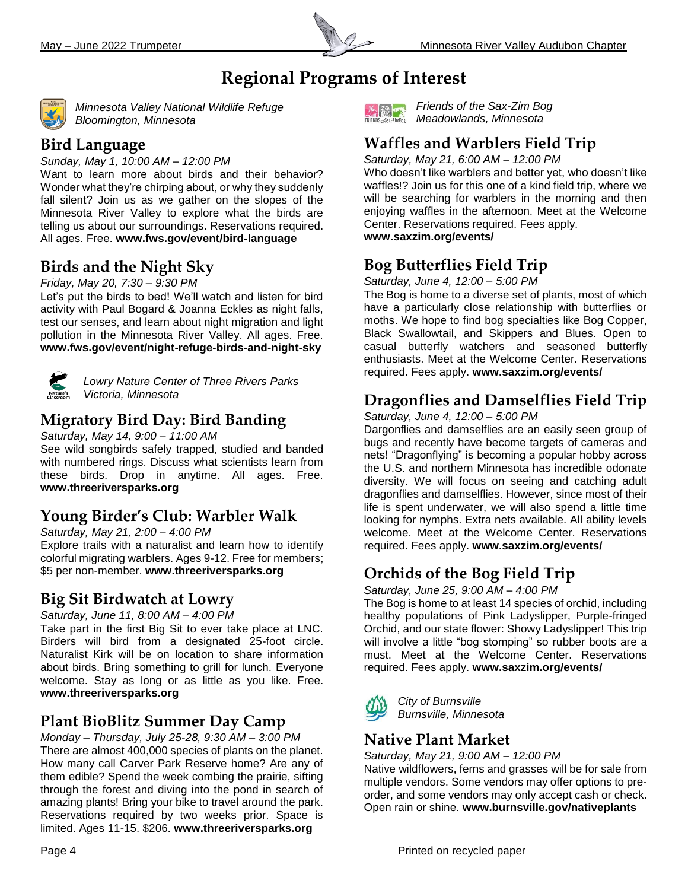# Regional Programs of Interest

*Minnesota Valley National Wildlife Refuge*
*Bloomington, Minnesota*

## Bird Language

*Sunday, May 1, 10:00 AM – 12:00 PM*

Want to learn more about birds and their behavior? Wonder what they're chirping about, or why they suddenly fall silent? Join us as we gather on the slopes of the Minnesota River Valley to explore what the birds are telling us about our surroundings. Reservations required. All ages. Free. **www.fws.gov/event/bird-language**

## Birds and the Night Sky

*Friday, May 20, 7:30 – 9:30 PM*

Let's put the birds to bed! We'll watch and listen for bird activity with Paul Bogard & Joanna Eckles as night falls, test our senses, and learn about night migration and light pollution in the Minnesota River Valley. All ages. Free. **www.fws.gov/event/night-refuge-birds-and-night-sky**

*Lowry Nature Center of Three Rivers Parks*
*Victoria, Minnesota*

## Migratory Bird Day: Bird Banding

*Saturday, May 14, 9:00 – 11:00 AM*

See wild songbirds safely trapped, studied and banded with numbered rings. Discuss what scientists learn from these birds. Drop in anytime. All ages. Free. **www.threeriversparks.org**

## Young Birder's Club: Warbler Walk

*Saturday, May 21, 2:00 – 4:00 PM*

Explore trails with a naturalist and learn how to identify colorful migrating warblers. Ages 9-12. Free for members; $5 per non-member. **www.threeriversparks.org**

## Big Sit Birdwatch at Lowry

*Saturday, June 11, 8:00 AM – 4:00 PM*

Take part in the first Big Sit to ever take place at LNC. Birders will bird from a designated 25-foot circle. Naturalist Kirk will be on location to share information about birds. Bring something to grill for lunch. Everyone welcome. Stay as long or as little as you like. Free. **www.threeriversparks.org**

## Plant BioBlitz Summer Day Camp

*Monday – Thursday, July 25-28, 9:30 AM – 3:00 PM*

There are almost 400,000 species of plants on the planet. How many call Carver Park Reserve home? Are any of them edible? Spend the week combing the prairie, sifting through the forest and diving into the pond in search of amazing plants! Bring your bike to travel around the park. Reservations required by two weeks prior. Space is limited. Ages 11-15. $206. **www.threeriversparks.org**

*Friends of the Sax-Zim Bog*
*Meadowlands, Minnesota*

## Waffles and Warblers Field Trip

*Saturday, May 21, 6:00 AM – 12:00 PM*

Who doesn't like warblers and better yet, who doesn't like waffles!? Join us for this one of a kind field trip, where we will be searching for warblers in the morning and then enjoying waffles in the afternoon. Meet at the Welcome Center. Reservations required. Fees apply. **www.saxzim.org/events/**

## Bog Butterflies Field Trip

*Saturday, June 4, 12:00 – 5:00 PM*

The Bog is home to a diverse set of plants, most of which have a particularly close relationship with butterflies or moths. We hope to find bog specialties like Bog Copper, Black Swallowtail, and Skippers and Blues. Open to casual butterfly watchers and seasoned butterfly enthusiasts. Meet at the Welcome Center. Reservations required. Fees apply. **www.saxzim.org/events/**

## Dragonflies and Damselflies Field Trip

*Saturday, June 4, 12:00 – 5:00 PM*

Dargonflies and damselflies are an easily seen group of bugs and recently have become targets of cameras and nets! "Dragonflying" is becoming a popular hobby across the U.S. and northern Minnesota has incredible odonate diversity. We will focus on seeing and catching adult dragonflies and damselflies. However, since most of their life is spent underwater, we will also spend a little time looking for nymphs. Extra nets available. All ability levels welcome. Meet at the Welcome Center. Reservations required. Fees apply. **www.saxzim.org/events/**

## Orchids of the Bog Field Trip

*Saturday, June 25, 9:00 AM – 4:00 PM*

The Bog is home to at least 14 species of orchid, including healthy populations of Pink Ladyslipper, Purple-fringed Orchid, and our state flower: Showy Ladyslipper! This trip will involve a little "bog stomping" so rubber boots are a must. Meet at the Welcome Center. Reservations required. Fees apply. **www.saxzim.org/events/**

*City of Burnsville*
*Burnsville, Minnesota*

## Native Plant Market

*Saturday, May 21, 9:00 AM – 12:00 PM*

Native wildflowers, ferns and grasses will be for sale from multiple vendors. Some vendors may offer options to pre-order, and some vendors may only accept cash or check. Open rain or shine. **www.burnsville.gov/nativeplants**

Printed on recycled paper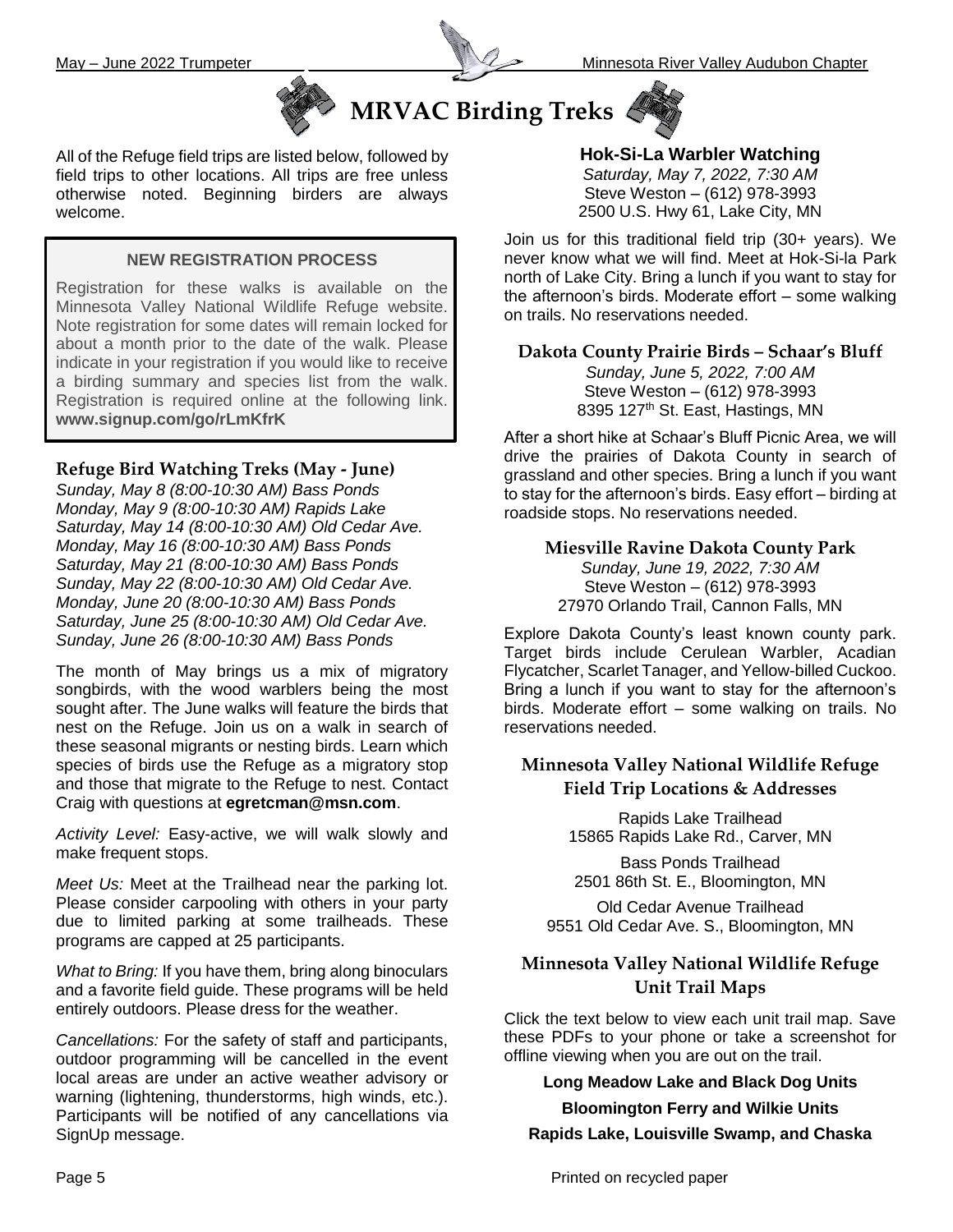# MRVAC Birding Treks

All of the Refuge field trips are listed below, followed by field trips to other locations. All trips are free unless otherwise noted. Beginning birders are always welcome.

**NEW REGISTRATION PROCESS**

Registration for these walks is available on the Minnesota Valley National Wildlife Refuge website. Note registration for some dates will remain locked for about a month prior to the date of the walk. Please indicate in your registration if you would like to receive a birding summary and species list from the walk. Registration is required online at the following link. **www.signup.com/go/rLmKfrK**

## Refuge Bird Watching Treks (May - June)

*Sunday, May 8 (8:00-10:30 AM) Bass Ponds*
*Monday, May 9 (8:00-10:30 AM) Rapids Lake*
*Saturday, May 14 (8:00-10:30 AM) Old Cedar Ave.*
*Monday, May 16 (8:00-10:30 AM) Bass Ponds*
*Saturday, May 21 (8:00-10:30 AM) Bass Ponds*
*Sunday, May 22 (8:00-10:30 AM) Old Cedar Ave.*
*Monday, June 20 (8:00-10:30 AM) Bass Ponds*
*Saturday, June 25 (8:00-10:30 AM) Old Cedar Ave.*
*Sunday, June 26 (8:00-10:30 AM) Bass Ponds*

The month of May brings us a mix of migratory songbirds, with the wood warblers being the most sought after. The June walks will feature the birds that nest on the Refuge. Join us on a walk in search of these seasonal migrants or nesting birds. Learn which species of birds use the Refuge as a migratory stop and those that migrate to the Refuge to nest. Contact Craig with questions at **egretcman@msn.com**.

*Activity Level:* Easy-active, we will walk slowly and make frequent stops.

*Meet Us:* Meet at the Trailhead near the parking lot. Please consider carpooling with others in your party due to limited parking at some trailheads. These programs are capped at 25 participants.

*What to Bring:* If you have them, bring along binoculars and a favorite field guide. These programs will be held entirely outdoors. Please dress for the weather.

*Cancellations:* For the safety of staff and participants, outdoor programming will be cancelled in the event local areas are under an active weather advisory or warning (lightening, thunderstorms, high winds, etc.). Participants will be notified of any cancellations via SignUp message.

## Hok-Si-La Warbler Watching

*Saturday, May 7, 2022, 7:30 AM*
Steve Weston – (612) 978-3993
2500 U.S. Hwy 61, Lake City, MN

Join us for this traditional field trip (30+ years). We never know what we will find. Meet at Hok-Si-la Park north of Lake City. Bring a lunch if you want to stay for the afternoon's birds. Moderate effort – some walking on trails. No reservations needed.

## Dakota County Prairie Birds – Schaar's Bluff

*Sunday, June 5, 2022, 7:00 AM*
Steve Weston – (612) 978-3993
8395 127th St. East, Hastings, MN

After a short hike at Schaar's Bluff Picnic Area, we will drive the prairies of Dakota County in search of grassland and other species. Bring a lunch if you want to stay for the afternoon's birds. Easy effort – birding at roadside stops. No reservations needed.

## Miesville Ravine Dakota County Park

*Sunday, June 19, 2022, 7:30 AM*
Steve Weston – (612) 978-3993
27970 Orlando Trail, Cannon Falls, MN

Explore Dakota County's least known county park. Target birds include Cerulean Warbler, Acadian Flycatcher, Scarlet Tanager, and Yellow-billed Cuckoo. Bring a lunch if you want to stay for the afternoon's birds. Moderate effort – some walking on trails. No reservations needed.

## Minnesota Valley National Wildlife Refuge Field Trip Locations & Addresses

Rapids Lake Trailhead
15865 Rapids Lake Rd., Carver, MN

Bass Ponds Trailhead
2501 86th St. E., Bloomington, MN

Old Cedar Avenue Trailhead
9551 Old Cedar Ave. S., Bloomington, MN

## Minnesota Valley National Wildlife Refuge Unit Trail Maps

Click the text below to view each unit trail map. Save these PDFs to your phone or take a screenshot for offline viewing when you are out on the trail.

**Long Meadow Lake and Black Dog Units**

**Bloomington Ferry and Wilkie Units**

**Rapids Lake, Louisville Swamp, and Chaska**

Printed on recycled paper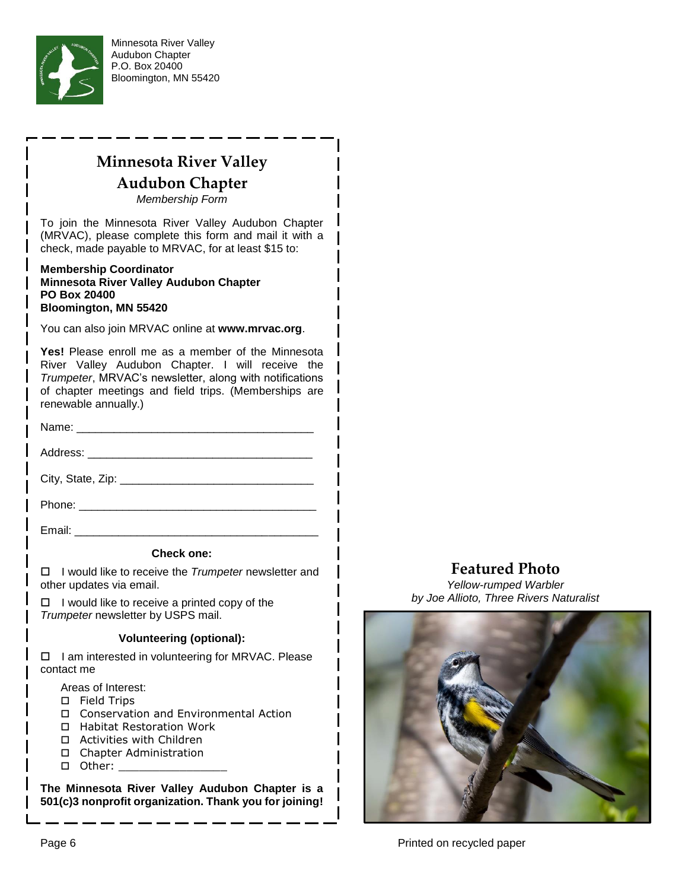Minnesota River Valley
Audubon Chapter
P.O. Box 20400
Bloomington, MN 55420

## Minnesota River Valley Audubon Chapter

*Membership Form*

To join the Minnesota River Valley Audubon Chapter (MRVAC), please complete this form and mail it with a check, made payable to MRVAC, for at least $15 to:

**Membership Coordinator**
**Minnesota River Valley Audubon Chapter**
**PO Box 20400**
**Bloomington, MN 55420**

You can also join MRVAC online at **www.mrvac.org**.

**Yes!** Please enroll me as a member of the Minnesota River Valley Audubon Chapter. I will receive the *Trumpeter*, MRVAC's newsletter, along with notifications of chapter meetings and field trips. (Memberships are renewable annually.)

Name: ______________________________________

Address: ____________________________________

City, State, Zip: _______________________________

Phone: ______________________________________

Email: _______________________________________

**Check one:**

☐ I would like to receive the *Trumpeter* newsletter and other updates via email.

☐ I would like to receive a printed copy of the *Trumpeter* newsletter by USPS mail.

**Volunteering (optional):**

☐ I am interested in volunteering for MRVAC. Please contact me

Areas of Interest:

- ☐ Field Trips
- ☐ Conservation and Environmental Action
- ☐ Habitat Restoration Work
- ☐ Activities with Children
- ☐ Chapter Administration
- ☐ Other: ________________

**The Minnesota River Valley Audubon Chapter is a 501(c)3 nonprofit organization. Thank you for joining!**

## Featured Photo

*Yellow-rumped Warbler*
*by Joe Allioto, Three Rivers Naturalist*

Printed on recycled paper